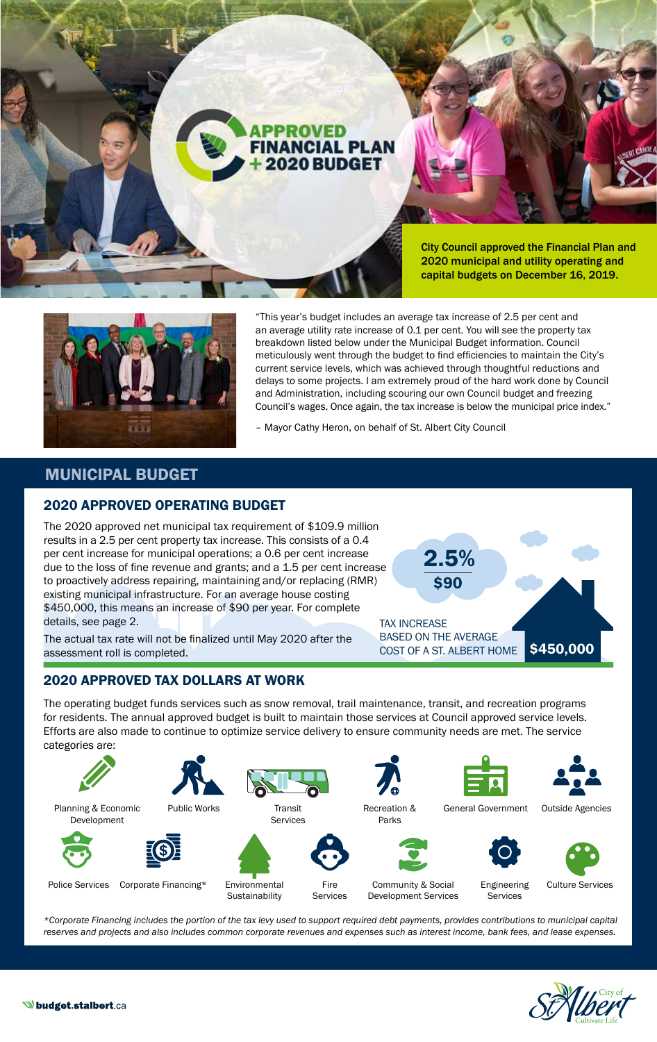# APPROVED FINANCIAL PLAN + 2020 BUDGET

**City Council approved the Financial Plan and 2020 municipal and utility operating and capital budgets on December 16, 2019.**

"This year's budget includes an average tax increase of 2.5 per cent and an average utility rate increase of 0.1 per cent. You will see the property tax breakdown listed below under the Municipal Budget information. Council meticulously went through the budget to find efficiencies to maintain the City's current service levels, which was achieved through thoughtful reductions and delays to some projects. I am extremely proud of the hard work done by Council and Administration, including scouring our own Council budget and freezing Council's wages. Once again, the tax increase is below the municipal price index."

– Mayor Cathy Heron, on behalf of St. Albert City Council

## MUNICIPAL BUDGET

### 2020 APPROVED OPERATING BUDGET

The 2020 approved net municipal tax requirement of $109.9 million results in a 2.5 per cent property tax increase. This consists of a 0.4 per cent increase for municipal operations; a 0.6 per cent increase due to the loss of fine revenue and grants; and a 1.5 per cent increase to proactively address repairing, maintaining and/or replacing (RMR) existing municipal infrastructure. For an average house costing $450,000, this means an increase of $90 per year. For complete details, see page 2.

The actual tax rate will not be finalized until May 2020 after the assessment roll is completed.

**2.5%**
**$90**

TAX INCREASE BASED ON THE AVERAGE COST OF A ST. ALBERT HOME **$450,000**

### 2020 APPROVED TAX DOLLARS AT WORK

The operating budget funds services such as snow removal, trail maintenance, transit, and recreation programs for residents. The annual approved budget is built to maintain those services at Council approved service levels. Efforts are also made to continue to optimize service delivery to ensure community needs are met. The service categories are:

- Planning & Economic Development
- Public Works
- Transit Services
- Recreation & Parks
- General Government
- Outside Agencies
- Police Services
- Corporate Financing*
- Environmental Sustainability
- Fire Services
- Community & Social Development Services
- Engineering Services
- Culture Services

*\*Corporate Financing includes the portion of the tax levy used to support required debt payments, provides contributions to municipal capital reserves and projects and also includes common corporate revenues and expenses such as interest income, bank fees, and lease expenses.*

budget.stalbert.ca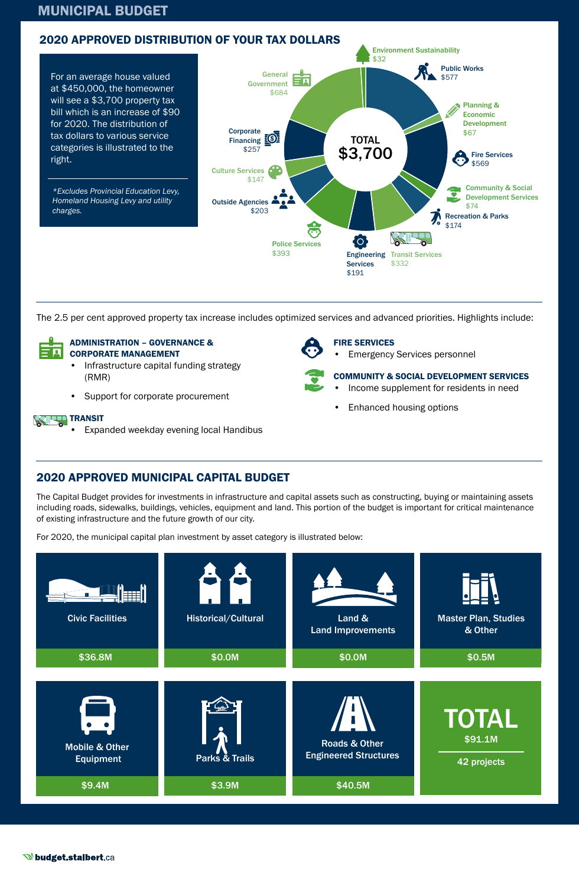# MUNICIPAL BUDGET

## 2020 APPROVED DISTRIBUTION OF YOUR TAX DOLLARS

For an average house valued at $450,000, the homeowner will see a $3,700 property tax bill which is an increase of $90 for 2020. The distribution of tax dollars to various service categories is illustrated to the right.

*\*Excludes Provincial Education Levy, Homeland Housing Levy and utility charges.*

**TOTAL $3,700**

| Category | Amount |
|---|---|
| Environment Sustainability | $32 |
| Public Works | $577 |
| Planning & Economic Development | $67 |
| Fire Services | $569 |
| Community & Social Development Services | $74 |
| Recreation & Parks | $174 |
| Transit Services | $332 |
| Engineering Services | $191 |
| Police Services | $393 |
| Outside Agencies | $203 |
| Culture Services | $147 |
| Corporate Financing | $257 |
| General Government | $684 |

The 2.5 per cent approved property tax increase includes optimized services and advanced priorities. Highlights include:

**ADMINISTRATION – GOVERNANCE & CORPORATE MANAGEMENT**
- Infrastructure capital funding strategy (RMR)
- Support for corporate procurement

**TRANSIT**
- Expanded weekday evening local Handibus

**FIRE SERVICES**
- Emergency Services personnel

**COMMUNITY & SOCIAL DEVELOPMENT SERVICES**
- Income supplement for residents in need
- Enhanced housing options

## 2020 APPROVED MUNICIPAL CAPITAL BUDGET

The Capital Budget provides for investments in infrastructure and capital assets such as constructing, buying or maintaining assets including roads, sidewalks, buildings, vehicles, equipment and land. This portion of the budget is important for critical maintenance of existing infrastructure and the future growth of our city.

For 2020, the municipal capital plan investment by asset category is illustrated below:

| Asset Category | Amount |
|---|---|
| Civic Facilities | $36.8M |
| Historical/Cultural | $0.0M |
| Land & Land Improvements | $0.0M |
| Master Plan, Studies & Other | $0.5M |
| Mobile & Other Equipment | $9.4M |
| Parks & Trails | $3.9M |
| Roads & Other Engineered Structures | $40.5M |
| **TOTAL** | **$91.1M** (42 projects) |

budget.stalbert.ca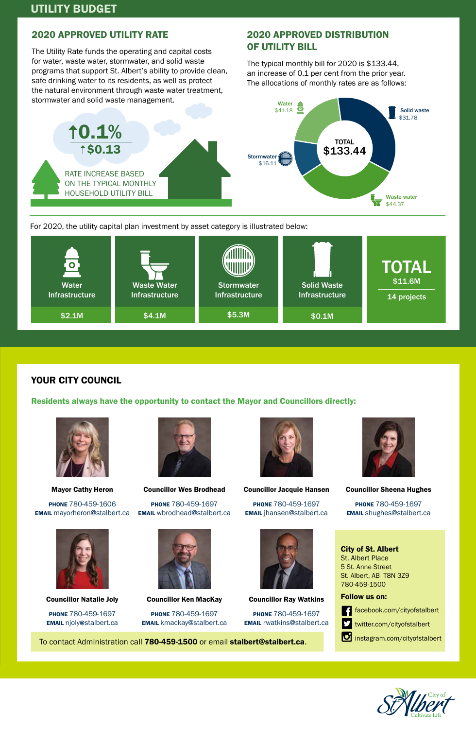# UTILITY BUDGET

## 2020 APPROVED UTILITY RATE

The Utility Rate funds the operating and capital costs for water, waste water, stormwater, and solid waste programs that support St. Albert's ability to provide clean, safe drinking water to its residents, as well as protect the natural environment through waste water treatment, stormwater and solid waste management.

↑0.1%

↑$0.13

RATE INCREASE BASED ON THE TYPICAL MONTHLY HOUSEHOLD UTILITY BILL

## 2020 APPROVED DISTRIBUTION OF UTILITY BILL

The typical monthly bill for 2020 is $133.44, an increase of 0.1 per cent from the prior year. The allocations of monthly rates are as follows:

Water $41.18

Solid waste $31.78

Stormwater $16.11

Waste water $44.37

TOTAL $133.44

For 2020, the utility capital plan investment by asset category is illustrated below:

| Water Infrastructure | Waste Water Infrastructure | Stormwater Infrastructure | Solid Waste Infrastructure | TOTAL |
|---|---|---|---|---|
| $2.1M | $4.1M | $5.3M | $0.1M | $11.6M<br>14 projects |

## YOUR CITY COUNCIL

**Residents always have the opportunity to contact the Mayor and Councillors directly:**

**Mayor Cathy Heron**
**PHONE** 780-459-1606
**EMAIL** mayorheron@stalbert.ca

**Councillor Wes Brodhead**
**PHONE** 780-459-1697
**EMAIL** wbrodhead@stalbert.ca

**Councillor Jacquie Hansen**
**PHONE** 780-459-1697
**EMAIL** jhansen@stalbert.ca

**Councillor Sheena Hughes**
**PHONE** 780-459-1697
**EMAIL** shughes@stalbert.ca

**Councillor Natalie Joly**
**PHONE** 780-459-1697
**EMAIL** njoly@stalbert.ca

**Councillor Ken MacKay**
**PHONE** 780-459-1697
**EMAIL** kmackay@stalbert.ca

**Councillor Ray Watkins**
**PHONE** 780-459-1697
**EMAIL** rwatkins@stalbert.ca

To contact Administration call **780-459-1500** or email **stalbert@stalbert.ca**.

**City of St. Albert**
St. Albert Place
5 St. Anne Street
St. Albert, AB T8N 3Z9
780-459-1500

**Follow us on:**

facebook.com/cityofstalbert
twitter.com/cityofstalbert
instagram.com/cityofstalbert

City of St. Albert
Cultivate Life